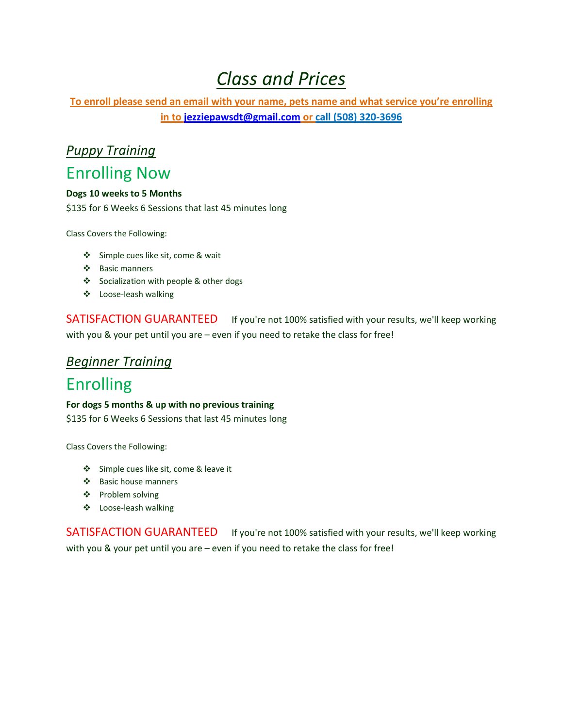# *Class and Prices*

**To enroll please send an email with your name, pets name and what service you're enrolling in to jezziepawsdt@gmail.com or call (508) 320-3696**

## *Puppy Training*

## Enrolling Now

**Dogs 10 weeks to 5 Months**

$135 for 6 Weeks 6 Sessions that last 45 minutes long

Class Covers the Following:

- Simple cues like sit, come & wait
- Basic manners
- Socialization with people & other dogs
- Loose-leash walking

SATISFACTION GUARANTEED If you're not 100% satisfied with your results, we'll keep working with you & your pet until you are – even if you need to retake the class for free!

## *Beginner Training*

## Enrolling

**For dogs 5 months & up with no previous training**

$135 for 6 Weeks 6 Sessions that last 45 minutes long

Class Covers the Following:

- Simple cues like sit, come & leave it
- Basic house manners
- Problem solving
- Loose-leash walking

SATISFACTION GUARANTEED If you're not 100% satisfied with your results, we'll keep working with you & your pet until you are – even if you need to retake the class for free!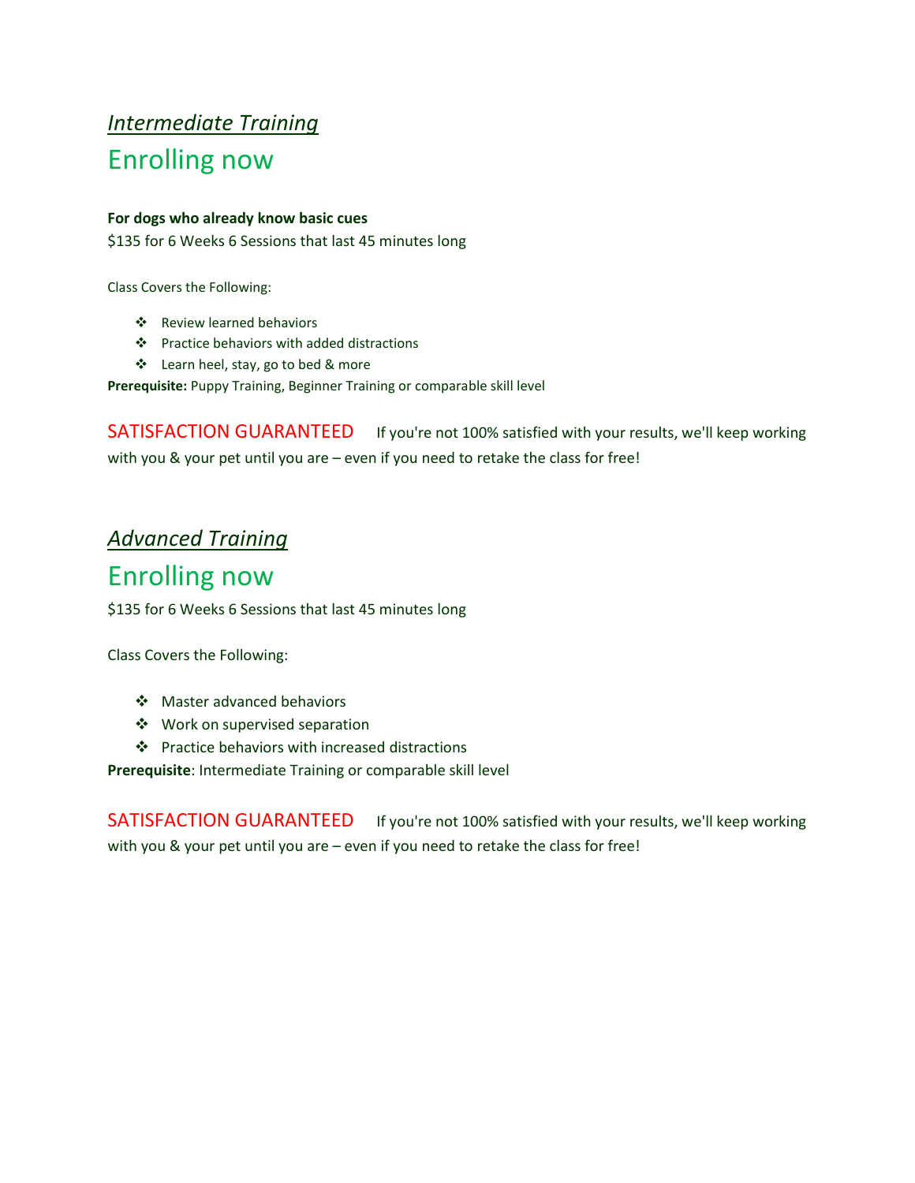## *Intermediate Training*

# Enrolling now

**For dogs who already know basic cues**

$135 for 6 Weeks 6 Sessions that last 45 minutes long

Class Covers the Following:

- Review learned behaviors
- Practice behaviors with added distractions
- Learn heel, stay, go to bed & more

**Prerequisite:** Puppy Training, Beginner Training or comparable skill level

SATISFACTION GUARANTEED If you're not 100% satisfied with your results, we'll keep working with you & your pet until you are – even if you need to retake the class for free!

## *Advanced Training*

# Enrolling now

$135 for 6 Weeks 6 Sessions that last 45 minutes long

Class Covers the Following:

- Master advanced behaviors
- Work on supervised separation
- Practice behaviors with increased distractions

**Prerequisite**: Intermediate Training or comparable skill level

SATISFACTION GUARANTEED If you're not 100% satisfied with your results, we'll keep working with you & your pet until you are – even if you need to retake the class for free!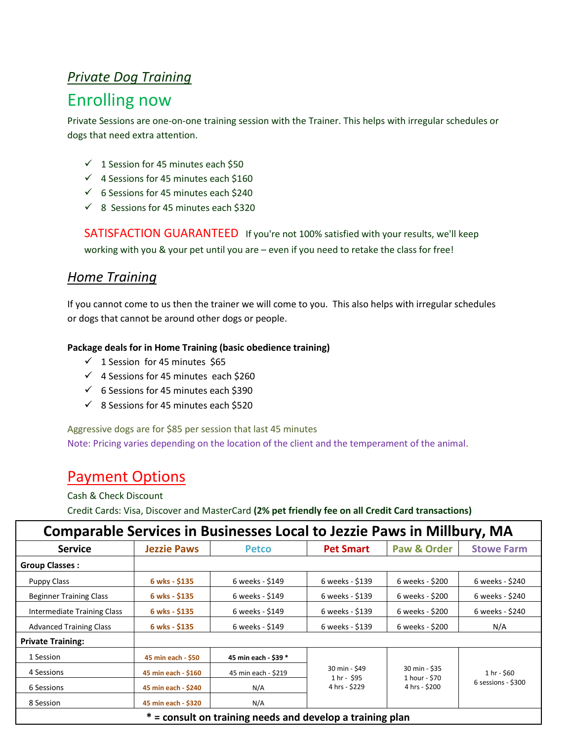## *Private Dog Training*

# Enrolling now

Private Sessions are one-on-one training session with the Trainer. This helps with irregular schedules or dogs that need extra attention.

- ✓ 1 Session for 45 minutes each $50
- ✓ 4 Sessions for 45 minutes each $160
- ✓ 6 Sessions for 45 minutes each $240
- ✓ 8 Sessions for 45 minutes each $320

SATISFACTION GUARANTEED If you're not 100% satisfied with your results, we'll keep working with you & your pet until you are – even if you need to retake the class for free!

## *Home Training*

If you cannot come to us then the trainer we will come to you. This also helps with irregular schedules or dogs that cannot be around other dogs or people.

**Package deals for in Home Training (basic obedience training)**

- ✓ 1 Session for 45 minutes $65
- ✓ 4 Sessions for 45 minutes each $260
- ✓ 6 Sessions for 45 minutes each $390
- ✓ 8 Sessions for 45 minutes each $520

Aggressive dogs are for $85 per session that last 45 minutes

Note: Pricing varies depending on the location of the client and the temperament of the animal.

## Payment Options

Cash & Check Discount

Credit Cards: Visa, Discover and MasterCard **(2% pet friendly fee on all Credit Card transactions)**

**Comparable Services in Businesses Local to Jezzie Paws in Millbury, MA**

| Service | Jezzie Paws | Petco | Pet Smart | Paw & Order | Stowe Farm |
|---|---|---|---|---|---|
| **Group Classes :** | | | | | |
| Puppy Class | 6 wks - $135 | 6 weeks - $149 | 6 weeks - $139 | 6 weeks - $200 | 6 weeks - $240 |
| Beginner Training Class | 6 wks - $135 | 6 weeks - $149 | 6 weeks - $139 | 6 weeks - $200 | 6 weeks - $240 |
| Intermediate Training Class | 6 wks - $135 | 6 weeks - $149 | 6 weeks - $139 | 6 weeks - $200 | 6 weeks - $240 |
| Advanced Training Class | 6 wks - $135 | 6 weeks - $149 | 6 weeks - $139 | 6 weeks - $200 | N/A |
| **Private Training:** | | | | | |
| 1 Session | 45 min each - $50 | **45 min each - $39 *** | 30 min - $49<br>1 hr - $95<br>4 hrs - $229 | 30 min - $35<br>1 hour - $70<br>4 hrs - $200 | 1 hr - $60<br>6 sessions - $300 |
| 4 Sessions | 45 min each - $160 | 45 min each - $219 | | | |
| 6 Sessions | 45 min each - $240 | N/A | | | |
| 8 Session | 45 min each - $320 | N/A | | | |

*** = consult on training needs and develop a training plan**